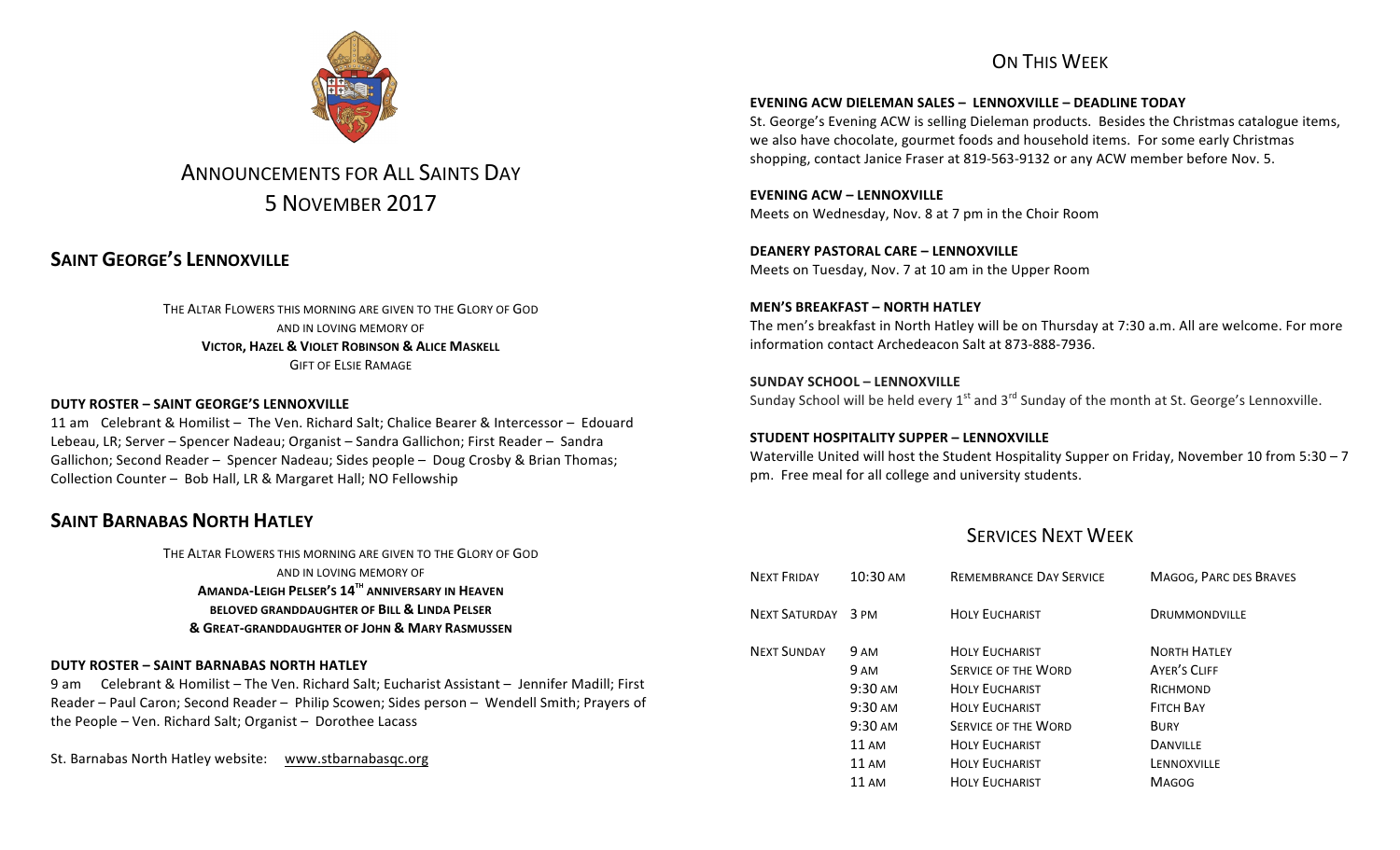# Announcements for All Saints Day
## 5 November 2017

## Saint George's Lennoxville

THE ALTAR FLOWERS THIS MORNING ARE GIVEN TO THE GLORY OF GOD
AND IN LOVING MEMORY OF
**VICTOR, HAZEL & VIOLET ROBINSON & ALICE MASKELL**
GIFT OF ELSIE RAMAGE

**DUTY ROSTER – SAINT GEORGE'S LENNOXVILLE**

11 am Celebrant & Homilist – The Ven. Richard Salt; Chalice Bearer & Intercessor – Edouard Lebeau, LR; Server – Spencer Nadeau; Organist – Sandra Gallichon; First Reader – Sandra Gallichon; Second Reader – Spencer Nadeau; Sides people – Doug Crosby & Brian Thomas; Collection Counter – Bob Hall, LR & Margaret Hall; NO Fellowship

## Saint Barnabas North Hatley

THE ALTAR FLOWERS THIS MORNING ARE GIVEN TO THE GLORY OF GOD
AND IN LOVING MEMORY OF
**AMANDA-LEIGH PELSER'S 14TH ANNIVERSARY IN HEAVEN**
**BELOVED GRANDDAUGHTER OF BILL & LINDA PELSER**
**& GREAT-GRANDDAUGHTER OF JOHN & MARY RASMUSSEN**

**DUTY ROSTER – SAINT BARNABAS NORTH HATLEY**

9 am Celebrant & Homilist – The Ven. Richard Salt; Eucharist Assistant – Jennifer Madill; First Reader – Paul Caron; Second Reader – Philip Scowen; Sides person – Wendell Smith; Prayers of the People – Ven. Richard Salt; Organist – Dorothee Lacass

St. Barnabas North Hatley website: www.stbarnabasqc.org

## On This Week

**EVENING ACW DIELEMAN SALES – LENNOXVILLE – DEADLINE TODAY**

St. George's Evening ACW is selling Dieleman products. Besides the Christmas catalogue items, we also have chocolate, gourmet foods and household items. For some early Christmas shopping, contact Janice Fraser at 819-563-9132 or any ACW member before Nov. 5.

**EVENING ACW – LENNOXVILLE**

Meets on Wednesday, Nov. 8 at 7 pm in the Choir Room

**DEANERY PASTORAL CARE – LENNOXVILLE**

Meets on Tuesday, Nov. 7 at 10 am in the Upper Room

**MEN'S BREAKFAST – NORTH HATLEY**

The men's breakfast in North Hatley will be on Thursday at 7:30 a.m. All are welcome. For more information contact Archedeacon Salt at 873-888-7936.

**SUNDAY SCHOOL – LENNOXVILLE**

Sunday School will be held every 1st and 3rd Sunday of the month at St. George's Lennoxville.

**STUDENT HOSPITALITY SUPPER – LENNOXVILLE**

Waterville United will host the Student Hospitality Supper on Friday, November 10 from 5:30 – 7 pm. Free meal for all college and university students.

## Services Next Week

| | | | |
|---|---|---|---|
| NEXT FRIDAY | 10:30 AM | REMEMBRANCE DAY SERVICE | MAGOG, PARC DES BRAVES |
| NEXT SATURDAY | 3 PM | HOLY EUCHARIST | DRUMMONDVILLE |
| NEXT SUNDAY | 9 AM | HOLY EUCHARIST | NORTH HATLEY |
| | 9 AM | SERVICE OF THE WORD | AYER'S CLIFF |
| | 9:30 AM | HOLY EUCHARIST | RICHMOND |
| | 9:30 AM | HOLY EUCHARIST | FITCH BAY |
| | 9:30 AM | SERVICE OF THE WORD | BURY |
| | 11 AM | HOLY EUCHARIST | DANVILLE |
| | 11 AM | HOLY EUCHARIST | LENNOXVILLE |
| | 11 AM | HOLY EUCHARIST | MAGOG |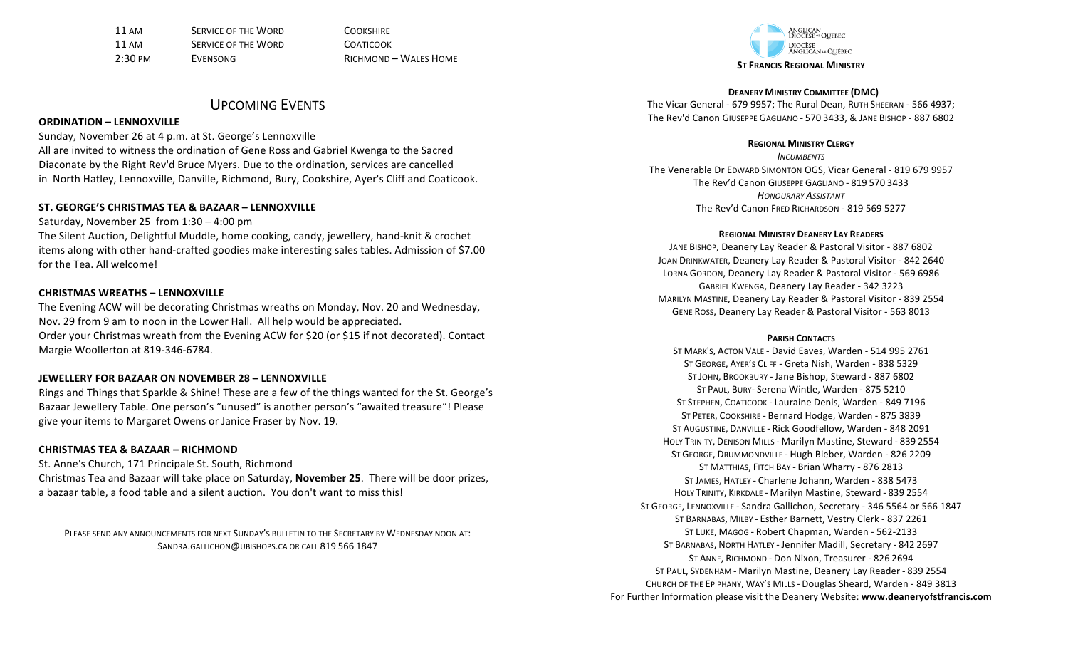| | | |
|---|---|---|
| 11 AM | SERVICE OF THE WORD | COOKSHIRE |
| 11 AM | SERVICE OF THE WORD | COATICOOK |
| 2:30 PM | EVENSONG | RICHMOND – WALES HOME |

# UPCOMING EVENTS

**ORDINATION – LENNOXVILLE**

Sunday, November 26 at 4 p.m. at St. George's Lennoxville

All are invited to witness the ordination of Gene Ross and Gabriel Kwenga to the Sacred Diaconate by the Right Rev'd Bruce Myers. Due to the ordination, services are cancelled in North Hatley, Lennoxville, Danville, Richmond, Bury, Cookshire, Ayer's Cliff and Coaticook.

**ST. GEORGE'S CHRISTMAS TEA & BAZAAR – LENNOXVILLE**

Saturday, November 25 from 1:30 – 4:00 pm

The Silent Auction, Delightful Muddle, home cooking, candy, jewellery, hand-knit & crochet items along with other hand-crafted goodies make interesting sales tables. Admission of $7.00 for the Tea. All welcome!

**CHRISTMAS WREATHS – LENNOXVILLE**

The Evening ACW will be decorating Christmas wreaths on Monday, Nov. 20 and Wednesday, Nov. 29 from 9 am to noon in the Lower Hall. All help would be appreciated.

Order your Christmas wreath from the Evening ACW for $20 (or $15 if not decorated). Contact Margie Woollerton at 819-346-6784.

**JEWELLERY FOR BAZAAR ON NOVEMBER 28 – LENNOXVILLE**

Rings and Things that Sparkle & Shine! These are a few of the things wanted for the St. George's Bazaar Jewellery Table. One person's "unused" is another person's "awaited treasure"! Please give your items to Margaret Owens or Janice Fraser by Nov. 19.

**CHRISTMAS TEA & BAZAAR – RICHMOND**

St. Anne's Church, 171 Principale St. South, Richmond

Christmas Tea and Bazaar will take place on Saturday, **November 25**. There will be door prizes, a bazaar table, a food table and a silent auction. You don't want to miss this!

PLEASE SEND ANY ANNOUNCEMENTS FOR NEXT SUNDAY'S BULLETIN TO THE SECRETARY BY WEDNESDAY NOON AT: SANDRA.GALLICHON@UBISHOPS.CA OR CALL 819 566 1847

ANGLICAN DIOCESE OF QUEBEC
DIOCÈSE ANGLICAN DE QUÉBEC

**ST FRANCIS REGIONAL MINISTRY**

**DEANERY MINISTRY COMMITTEE (DMC)**

The Vicar General - 679 9957; The Rural Dean, RUTH SHEERAN - 566 4937;
The Rev'd Canon GIUSEPPE GAGLIANO - 570 3433, & JANE BISHOP - 887 6802

**REGIONAL MINISTRY CLERGY**

*INCUMBENTS*

The Venerable Dr EDWARD SIMONTON OGS, Vicar General - 819 679 9957
The Rev'd Canon GIUSEPPE GAGLIANO - 819 570 3433

*HONOURARY ASSISTANT*

The Rev'd Canon FRED RICHARDSON - 819 569 5277

**REGIONAL MINISTRY DEANERY LAY READERS**

JANE BISHOP, Deanery Lay Reader & Pastoral Visitor - 887 6802
JOAN DRINKWATER, Deanery Lay Reader & Pastoral Visitor - 842 2640
LORNA GORDON, Deanery Lay Reader & Pastoral Visitor - 569 6986
GABRIEL KWENGA, Deanery Lay Reader - 342 3223
MARILYN MASTINE, Deanery Lay Reader & Pastoral Visitor - 839 2554
GENE ROSS, Deanery Lay Reader & Pastoral Visitor - 563 8013

**PARISH CONTACTS**

ST MARK'S, ACTON VALE - David Eaves, Warden - 514 995 2761
ST GEORGE, AYER'S CLIFF - Greta Nish, Warden - 838 5329
ST JOHN, BROOKBURY - Jane Bishop, Steward - 887 6802
ST PAUL, BURY- Serena Wintle, Warden - 875 5210
ST STEPHEN, COATICOOK - Lauraine Denis, Warden - 849 7196
ST PETER, COOKSHIRE - Bernard Hodge, Warden - 875 3839
ST AUGUSTINE, DANVILLE - Rick Goodfellow, Warden - 848 2091
HOLY TRINITY, DENISON MILLS - Marilyn Mastine, Steward - 839 2554
ST GEORGE, DRUMMONDVILLE - Hugh Bieber, Warden - 826 2209
ST MATTHIAS, FITCH BAY - Brian Wharry - 876 2813
ST JAMES, HATLEY - Charlene Johann, Warden - 838 5473
HOLY TRINITY, KIRKDALE - Marilyn Mastine, Steward - 839 2554
ST GEORGE, LENNOXVILLE - Sandra Gallichon, Secretary - 346 5564 or 566 1847
ST BARNABAS, MILBY - Esther Barnett, Vestry Clerk - 837 2261
ST LUKE, MAGOG - Robert Chapman, Warden - 562-2133
ST BARNABAS, NORTH HATLEY - Jennifer Madill, Secretary - 842 2697
ST ANNE, RICHMOND - Don Nixon, Treasurer - 826 2694
ST PAUL, SYDENHAM - Marilyn Mastine, Deanery Lay Reader - 839 2554
CHURCH OF THE EPIPHANY, WAY'S MILLS - Douglas Sheard, Warden - 849 3813

For Further Information please visit the Deanery Website: **www.deaneryofstfrancis.com**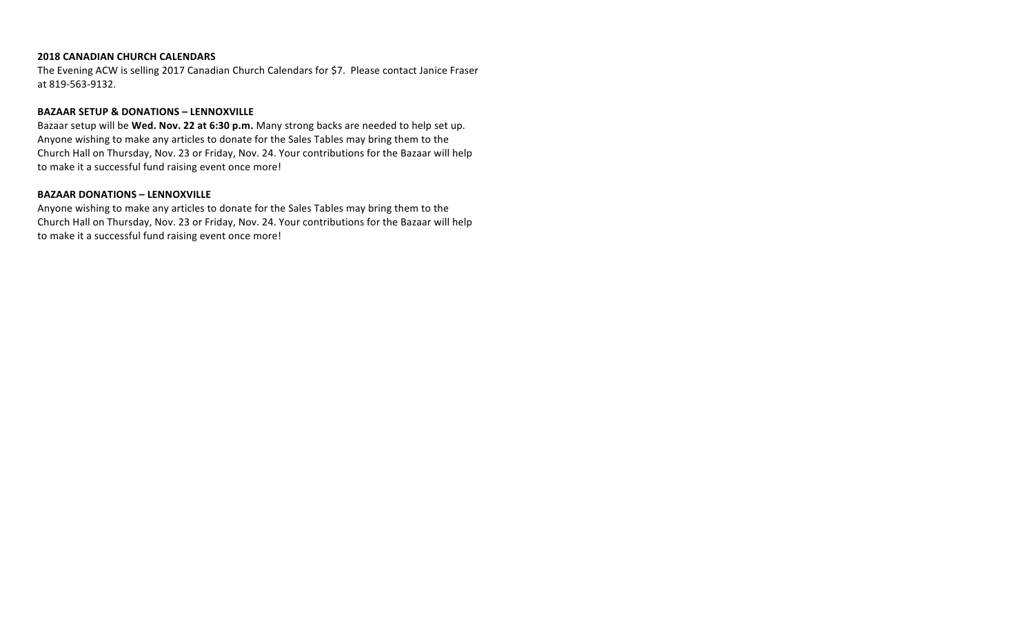**2018 CANADIAN CHURCH CALENDARS**

The Evening ACW is selling 2017 Canadian Church Calendars for $7. Please contact Janice Fraser at 819-563-9132.

**BAZAAR SETUP & DONATIONS – LENNOXVILLE**

Bazaar setup will be **Wed. Nov. 22 at 6:30 p.m.** Many strong backs are needed to help set up. Anyone wishing to make any articles to donate for the Sales Tables may bring them to the Church Hall on Thursday, Nov. 23 or Friday, Nov. 24. Your contributions for the Bazaar will help to make it a successful fund raising event once more!

**BAZAAR DONATIONS – LENNOXVILLE**

Anyone wishing to make any articles to donate for the Sales Tables may bring them to the Church Hall on Thursday, Nov. 23 or Friday, Nov. 24. Your contributions for the Bazaar will help to make it a successful fund raising event once more!